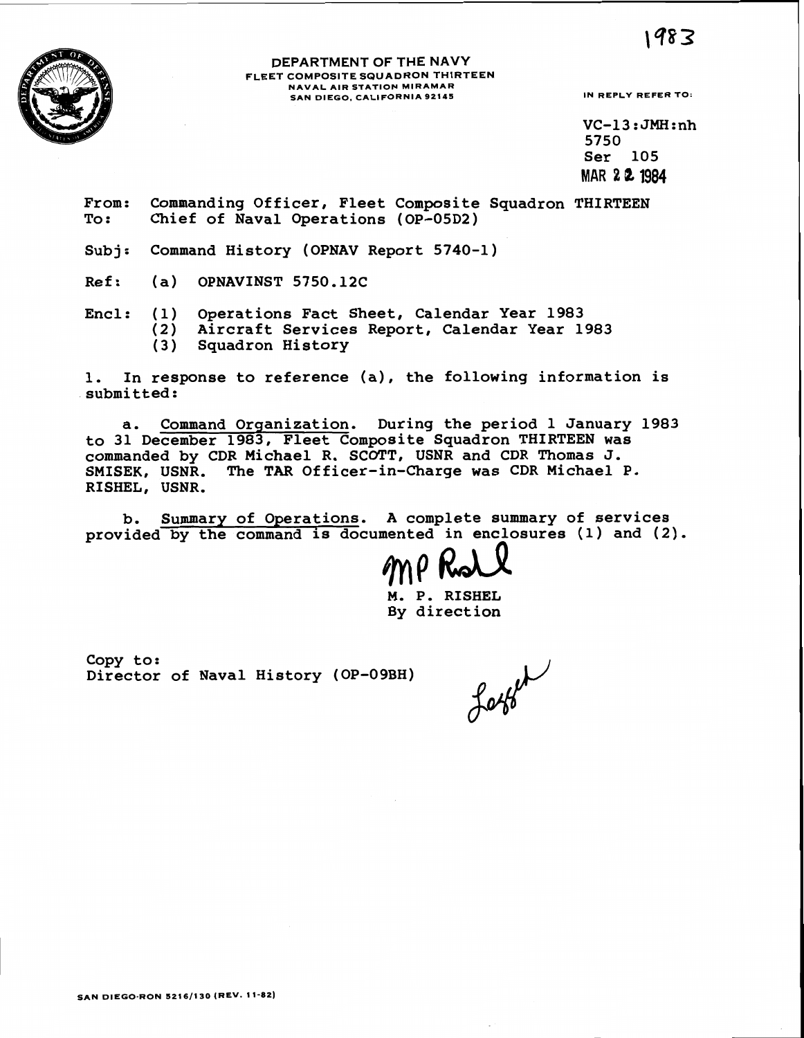1983

DEPARTMENT OF THE NAVY
FLEET COMPOSITE SQUADRON THIRTEEN
NAVAL AIR STATION MIRAMAR
SAN DIEGO, CALIFORNIA 92145

IN REPLY REFER TO:

VC-13:JMH:nh
5750
Ser 105
MAR 22 1984

From: Commanding Officer, Fleet Composite Squadron THIRTEEN
To: Chief of Naval Operations (OP-05D2)

Subj: Command History (OPNAV Report 5740-1)

Ref: (a) OPNAVINST 5750.12C

Encl: (1) Operations Fact Sheet, Calendar Year 1983
(2) Aircraft Services Report, Calendar Year 1983
(3) Squadron History

1. In response to reference (a), the following information is submitted:

a. Command Organization. During the period 1 January 1983 to 31 December 1983, Fleet Composite Squadron THIRTEEN was commanded by CDR Michael R. SCOTT, USNR and CDR Thomas J. SMISEK, USNR. The TAR Officer-in-Charge was CDR Michael P. RISHEL, USNR.

b. Summary of Operations. A complete summary of services provided by the command is documented in enclosures (1) and (2).

M. P. RISHEL
By direction

Copy to:
Director of Naval History (OP-09BH)

SAN DIEGO-RON 5216/130 (REV. 11-82)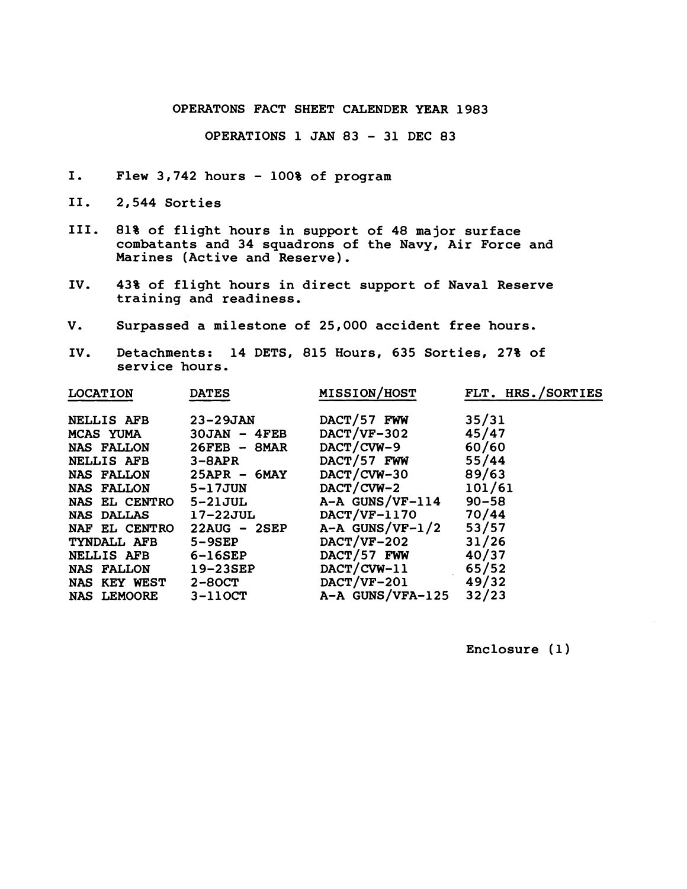OPERATONS FACT SHEET CALENDER YEAR 1983

OPERATIONS 1 JAN 83 - 31 DEC 83

I. Flew 3,742 hours - 100% of program

II. 2,544 Sorties

III. 81% of flight hours in support of 48 major surface combatants and 34 squadrons of the Navy, Air Force and Marines (Active and Reserve).

IV. 43% of flight hours in direct support of Naval Reserve training and readiness.

V. Surpassed a milestone of 25,000 accident free hours.

IV. Detachments: 14 DETS, 815 Hours, 635 Sorties, 27% of service hours.

| LOCATION | DATES | MISSION/HOST | FLT. HRS./SORTIES |
|---|---|---|---|
| NELLIS AFB | 23-29JAN | DACT/57 FWW | 35/31 |
| MCAS YUMA | 30JAN - 4FEB | DACT/VF-302 | 45/47 |
| NAS FALLON | 26FEB - 8MAR | DACT/CVW-9 | 60/60 |
| NELLIS AFB | 3-8APR | DACT/57 FWW | 55/44 |
| NAS FALLON | 25APR - 6MAY | DACT/CVW-30 | 89/63 |
| NAS FALLON | 5-17JUN | DACT/CVW-2 | 101/61 |
| NAS EL CENTRO | 5-21JUL | A-A GUNS/VF-114 | 90-58 |
| NAS DALLAS | 17-22JUL | DACT/VF-1170 | 70/44 |
| NAF EL CENTRO | 22AUG - 2SEP | A-A GUNS/VF-1/2 | 53/57 |
| TYNDALL AFB | 5-9SEP | DACT/VF-202 | 31/26 |
| NELLIS AFB | 6-16SEP | DACT/57 FWW | 40/37 |
| NAS FALLON | 19-23SEP | DACT/CVW-11 | 65/52 |
| NAS KEY WEST | 2-8OCT | DACT/VF-201 | 49/32 |
| NAS LEMOORE | 3-11OCT | A-A GUNS/VFA-125 | 32/23 |

Enclosure (1)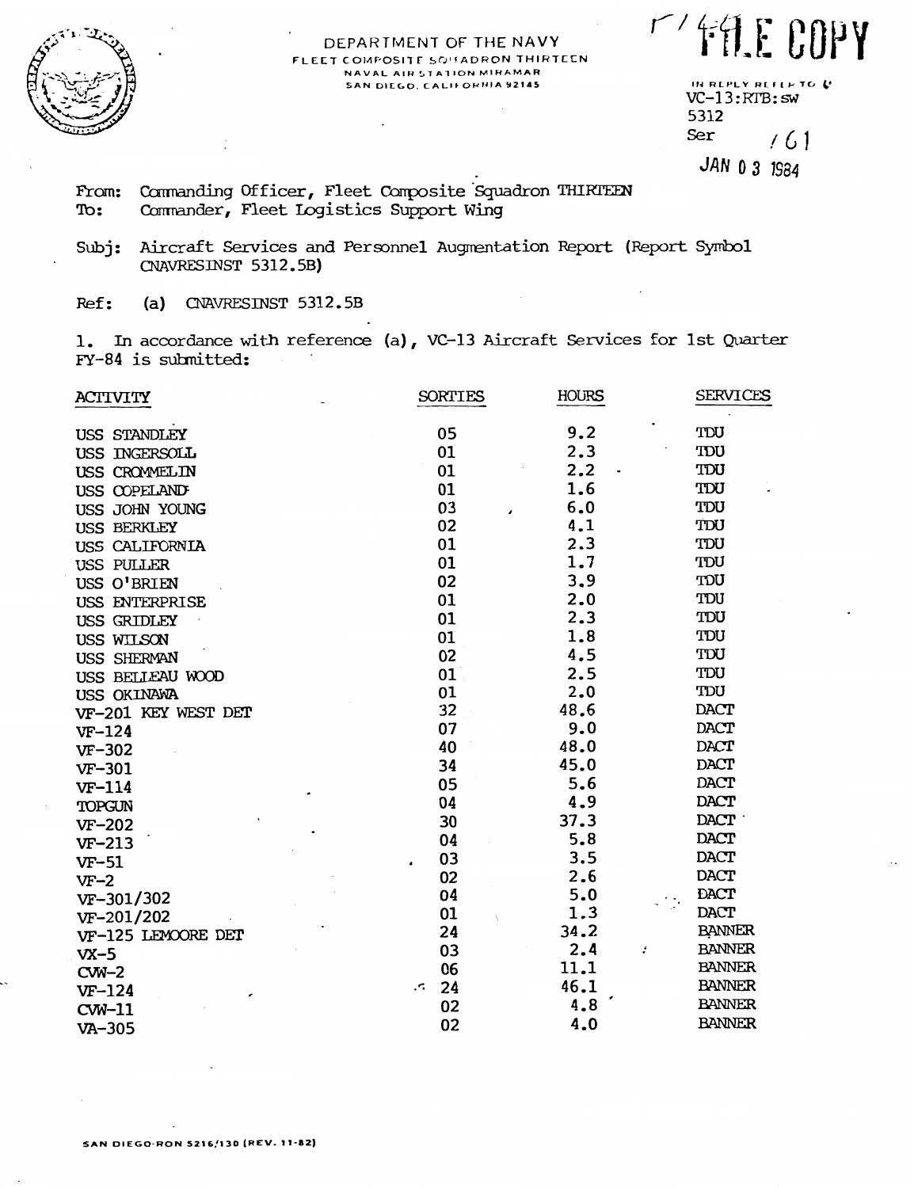DEPARTMENT OF THE NAVY
FLEET COMPOSITE SQUADRON THIRTEEN
NAVAL AIR STATION MIRAMAR
SAN DIEGO, CALIFORNIA 92145

FILE COPY

IN REPLY REFER TO
VC-13:RTB:sw
5312
Ser 161

JAN 03 1984

From: Commanding Officer, Fleet Composite Squadron THIRTEEN
To: Commander, Fleet Logistics Support Wing

Subj: Aircraft Services and Personnel Augmentation Report (Report Symbol CNAVRESINST 5312.5B)

Ref: (a) CNAVRESINST 5312.5B

1. In accordance with reference (a), VC-13 Aircraft Services for 1st Quarter FY-84 is submitted:

| ACTIVITY | SORTIES | HOURS | SERVICES |
|---|---|---|---|
| USS STANDLEY | 05 | 9.2 | TDU |
| USS INGERSOLL | 01 | 2.3 | TDU |
| USS CROMMELIN | 01 | 2.2 | TDU |
| USS COPELAND | 01 | 1.6 | TDU |
| USS JOHN YOUNG | 03 | 6.0 | TDU |
| USS BERKLEY | 02 | 4.1 | TDU |
| USS CALIFORNIA | 01 | 2.3 | TDU |
| USS PULLER | 01 | 1.7 | TDU |
| USS O'BRIEN | 02 | 3.9 | TDU |
| USS ENTERPRISE | 01 | 2.0 | TDU |
| USS GRIDLEY | 01 | 2.3 | TDU |
| USS WILSON | 01 | 1.8 | TDU |
| USS SHERMAN | 02 | 4.5 | TDU |
| USS BELLEAU WOOD | 01 | 2.5 | TDU |
| USS OKINAWA | 01 | 2.0 | TDU |
| VF-201 KEY WEST DET | 32 | 48.6 | DACT |
| VF-124 | 07 | 9.0 | DACT |
| VF-302 | 40 | 48.0 | DACT |
| VF-301 | 34 | 45.0 | DACT |
| VF-114 | 05 | 5.6 | DACT |
| TOPGUN | 04 | 4.9 | DACT |
| VF-202 | 30 | 37.3 | DACT |
| VF-213 | 04 | 5.8 | DACT |
| VF-51 | 03 | 3.5 | DACT |
| VF-2 | 02 | 2.6 | DACT |
| VF-301/302 | 04 | 5.0 | DACT |
| VF-201/202 | 01 | 1.3 | DACT |
| VF-125 LEMOORE DET | 24 | 34.2 | BANNER |
| VX-5 | 03 | 2.4 | BANNER |
| CVW-2 | 06 | 11.1 | BANNER |
| VF-124 | 24 | 46.1 | BANNER |
| CVW-11 | 02 | 4.8 | BANNER |
| VA-305 | 02 | 4.0 | BANNER |

SAN DIEGO-RON 5216/130 (REV. 11-82)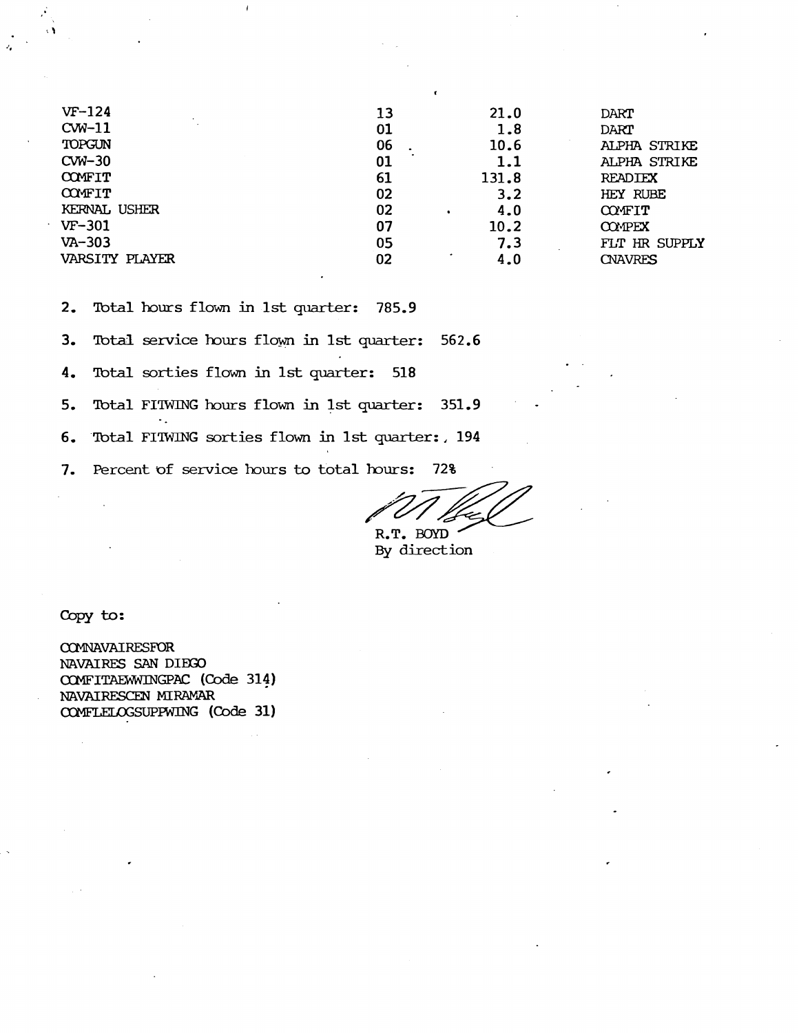| | | | |
|---|---|---|---|
| VF-124 | 13 | 21.0 | DART |
| CVW-11 | 01 | 1.8 | DART |
| TOPGUN | 06 | 10.6 | ALPHA STRIKE |
| CVW-30 | 01 | 1.1 | ALPHA STRIKE |
| COMFIT | 61 | 131.8 | READIEX |
| COMFIT | 02 | 3.2 | HEY RUBE |
| KERNAL USHER | 02 | 4.0 | COMFIT |
| VF-301 | 07 | 10.2 | COMPEX |
| VA-303 | 05 | 7.3 | FLT HR SUPPLY |
| VARSITY PLAYER | 02 | 4.0 | CNAVRES |

2. Total hours flown in 1st quarter: 785.9

3. Total service hours flown in 1st quarter: 562.6

4. Total sorties flown in 1st quarter: 518

5. Total FITWING hours flown in 1st quarter: 351.9

6. Total FITWING sorties flown in 1st quarter: 194

7. Percent of service hours to total hours: 72%

R.T. BOYD
By direction

Copy to:

COMNAVAIRESFOR
NAVAIRES SAN DIEGO
COMFITAEWWINGPAC (Code 314)
NAVAIRESCEN MIRAMAR
COMFLELOGSUPPWING (Code 31)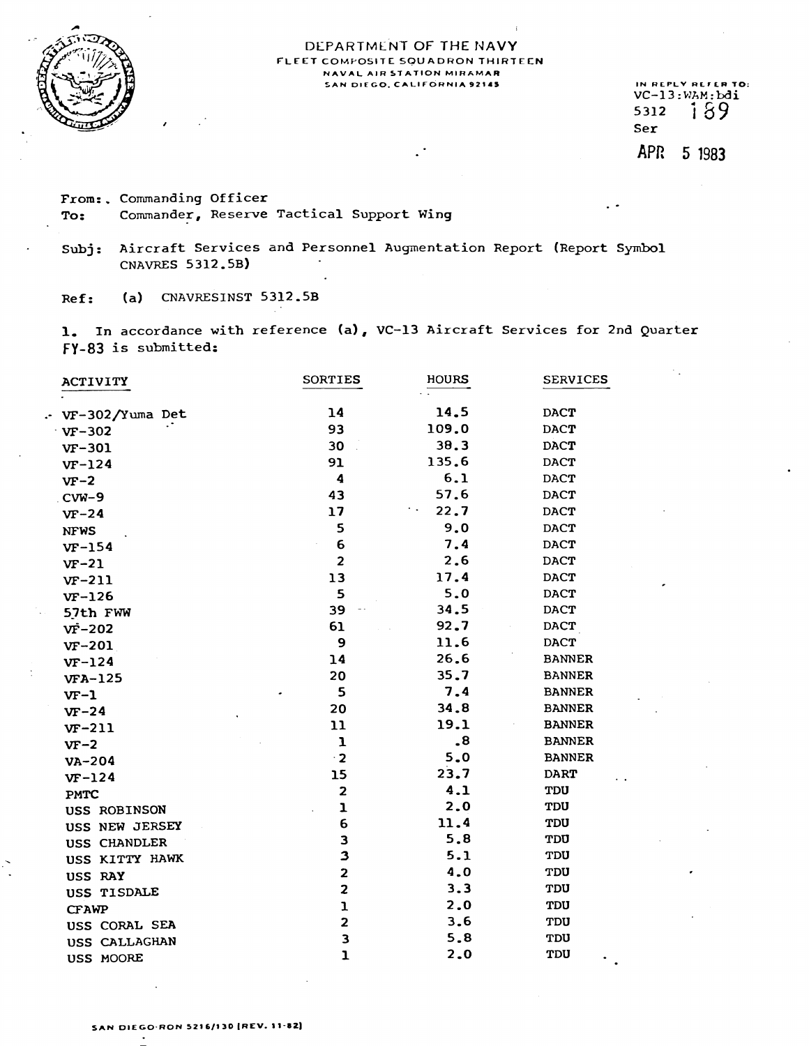DEPARTMENT OF THE NAVY
FLEET COMPOSITE SQUADRON THIRTEEN
NAVAL AIR STATION MIRAMAR
SAN DIEGO, CALIFORNIA 92145

IN REPLY REFER TO:
VC-13:WAM:bdi
5312
Ser 189

APR 5 1983

From: Commanding Officer
To: Commander, Reserve Tactical Support Wing

Subj: Aircraft Services and Personnel Augmentation Report (Report Symbol CNAVRES 5312.5B)

Ref: (a) CNAVRESINST 5312.5B

1. In accordance with reference (a), VC-13 Aircraft Services for 2nd Quarter FY-83 is submitted:

| ACTIVITY | SORTIES | HOURS | SERVICES |
|---|---|---|---|
| VF-302/Yuma Det | 14 | 14.5 | DACT |
| VF-302 | 93 | 109.0 | DACT |
| VF-301 | 30 | 38.3 | DACT |
| VF-124 | 91 | 135.6 | DACT |
| VF-2 | 4 | 6.1 | DACT |
| CVW-9 | 43 | 57.6 | DACT |
| VF-24 | 17 | 22.7 | DACT |
| NFWS | 5 | 9.0 | DACT |
| VF-154 | 6 | 7.4 | DACT |
| VF-21 | 2 | 2.6 | DACT |
| VF-211 | 13 | 17.4 | DACT |
| VF-126 | 5 | 5.0 | DACT |
| 57th FWW | 39 | 34.5 | DACT |
| VF-202 | 61 | 92.7 | DACT |
| VF-201 | 9 | 11.6 | DACT |
| VF-124 | 14 | 26.6 | BANNER |
| VFA-125 | 20 | 35.7 | BANNER |
| VF-1 | 5 | 7.4 | BANNER |
| VF-24 | 20 | 34.8 | BANNER |
| VF-211 | 11 | 19.1 | BANNER |
| VF-2 | 1 | .8 | BANNER |
| VA-204 | 2 | 5.0 | BANNER |
| VF-124 | 15 | 23.7 | DART |
| PMTC | 2 | 4.1 | TDU |
| USS ROBINSON | 1 | 2.0 | TDU |
| USS NEW JERSEY | 6 | 11.4 | TDU |
| USS CHANDLER | 3 | 5.8 | TDU |
| USS KITTY HAWK | 3 | 5.1 | TDU |
| USS RAY | 2 | 4.0 | TDU |
| USS TISDALE | 2 | 3.3 | TDU |
| CFAWP | 1 | 2.0 | TDU |
| USS CORAL SEA | 2 | 3.6 | TDU |
| USS CALLAGHAN | 3 | 5.8 | TDU |
| USS MOORE | 1 | 2.0 | TDU |

SAN DIEGO-RON 5216/130 (REV. 11-82)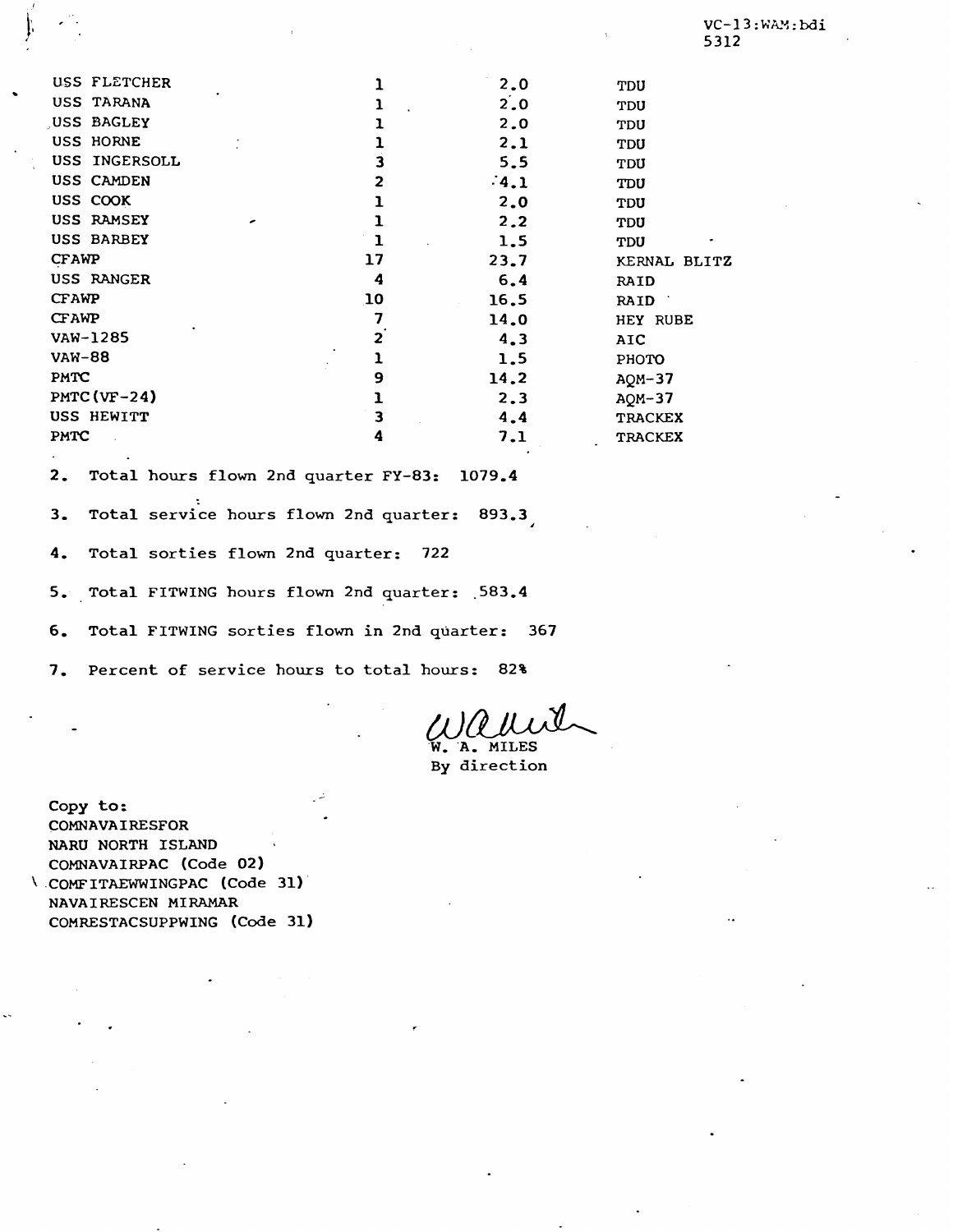VC-13:WAM:bdi
5312

| | | | |
|---|---|---|---|
| USS FLETCHER | 1 | 2.0 | TDU |
| USS TARANA | 1 | 2.0 | TDU |
| USS BAGLEY | 1 | 2.0 | TDU |
| USS HORNE | 1 | 2.1 | TDU |
| USS INGERSOLL | 3 | 5.5 | TDU |
| USS CAMDEN | 2 | 4.1 | TDU |
| USS COOK | 1 | 2.0 | TDU |
| USS RAMSEY | 1 | 2.2 | TDU |
| USS BARBEY | 1 | 1.5 | TDU |
| CFAWP | 17 | 23.7 | KERNAL BLITZ |
| USS RANGER | 4 | 6.4 | RAID |
| CFAWP | 10 | 16.5 | RAID |
| CFAWP | 7 | 14.0 | HEY RUBE |
| VAW-1285 | 2 | 4.3 | AIC |
| VAW-88 | 1 | 1.5 | PHOTO |
| PMTC | 9 | 14.2 | AQM-37 |
| PMTC(VF-24) | 1 | 2.3 | AQM-37 |
| USS HEWITT | 3 | 4.4 | TRACKEX |
| PMTC | 4 | 7.1 | TRACKEX |

2. Total hours flown 2nd quarter FY-83: 1079.4

3. Total service hours flown 2nd quarter: 893.3

4. Total sorties flown 2nd quarter: 722

5. Total FITWING hours flown 2nd quarter: 583.4

6. Total FITWING sorties flown in 2nd quarter: 367

7. Percent of service hours to total hours: 82%

W. A. MILES
By direction

Copy to:
COMNAVAIRESFOR
NARU NORTH ISLAND
COMNAVAIRPAC (Code 02)
COMFITAEWWINGPAC (Code 31)
NAVAIRESCEN MIRAMAR
COMRESTACSUPPWING (Code 31)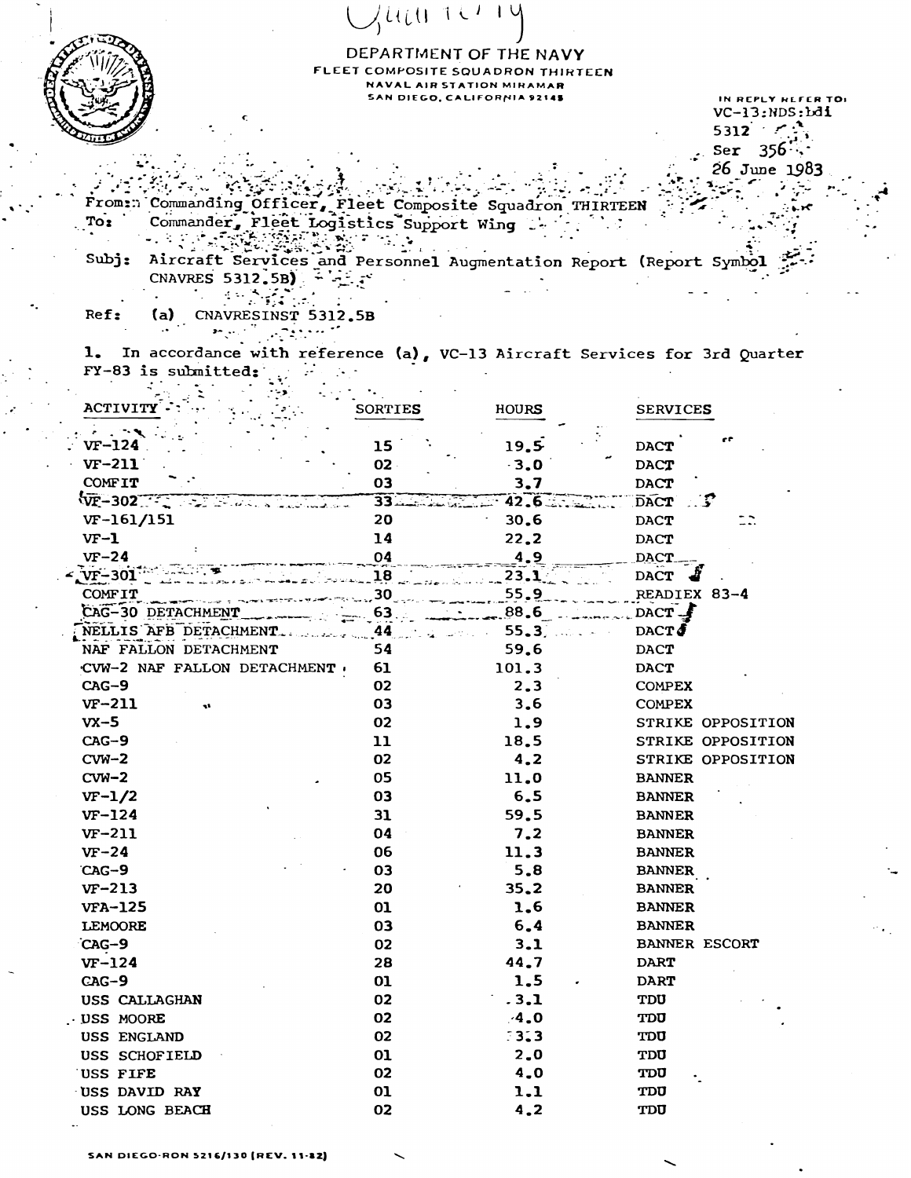DEPARTMENT OF THE NAVY
FLEET COMPOSITE SQUADRON THIRTEEN
NAVAL AIR STATION MIRAMAR
SAN DIEGO, CALIFORNIA 92145

IN REPLY REFER TO:
VC-13:NDS:bdi
5312
Ser 356
26 June 1983

From: Commanding Officer, Fleet Composite Squadron THIRTEEN
To: Commander, Fleet Logistics Support Wing

Subj: Aircraft Services and Personnel Augmentation Report (Report Symbol CNAVRES 5312.5B)

Ref: (a) CNAVRESINST 5312.5B

1. In accordance with reference (a), VC-13 Aircraft Services for 3rd Quarter FY-83 is submitted:

| ACTIVITY | SORTIES | HOURS | SERVICES |
|---|---|---|---|
| VF-124 | 15 | 19.5 | DACT |
| VF-211 | 02 | 3.0 | DACT |
| COMFIT | 03 | 3.7 | DACT |
| VF-302 | 33 | 42.6 | DACT |
| VF-161/151 | 20 | 30.6 | DACT |
| VF-1 | 14 | 22.2 | DACT |
| VF-24 | 04 | 4.9 | DACT |
| VF-301 | 18 | 23.1 | DACT |
| COMFIT | 30 | 55.9 | READIEX 83-4 |
| CAG-30 DETACHMENT | 63 | 88.6 | DACT |
| NELLIS AFB DETACHMENT | 44 | 55.3 | DACT |
| NAF FALLON DETACHMENT | 54 | 59.6 | DACT |
| CVW-2 NAF FALLON DETACHMENT | 61 | 101.3 | DACT |
| CAG-9 | 02 | 2.3 | COMPEX |
| VF-211 | 03 | 3.6 | COMPEX |
| VX-5 | 02 | 1.9 | STRIKE OPPOSITION |
| CAG-9 | 11 | 18.5 | STRIKE OPPOSITION |
| CVW-2 | 02 | 4.2 | STRIKE OPPOSITION |
| CVW-2 | 05 | 11.0 | BANNER |
| VF-1/2 | 03 | 6.5 | BANNER |
| VF-124 | 31 | 59.5 | BANNER |
| VF-211 | 04 | 7.2 | BANNER |
| VF-24 | 06 | 11.3 | BANNER |
| CAG-9 | 03 | 5.8 | BANNER |
| VF-213 | 20 | 35.2 | BANNER |
| VFA-125 | 01 | 1.6 | BANNER |
| LEMOORE | 03 | 6.4 | BANNER |
| CAG-9 | 02 | 3.1 | BANNER ESCORT |
| VF-124 | 28 | 44.7 | DART |
| CAG-9 | 01 | 1.5 | DART |
| USS CALLAGHAN | 02 | 3.1 | TDU |
| USS MOORE | 02 | 4.0 | TDU |
| USS ENGLAND | 02 | 3.3 | TDU |
| USS SCHOFIELD | 01 | 2.0 | TDU |
| USS FIFE | 02 | 4.0 | TDU |
| USS DAVID RAY | 01 | 1.1 | TDU |
| USS LONG BEACH | 02 | 4.2 | TDU |

SAN DIEGO-RON 5216/130 (REV. 11-82)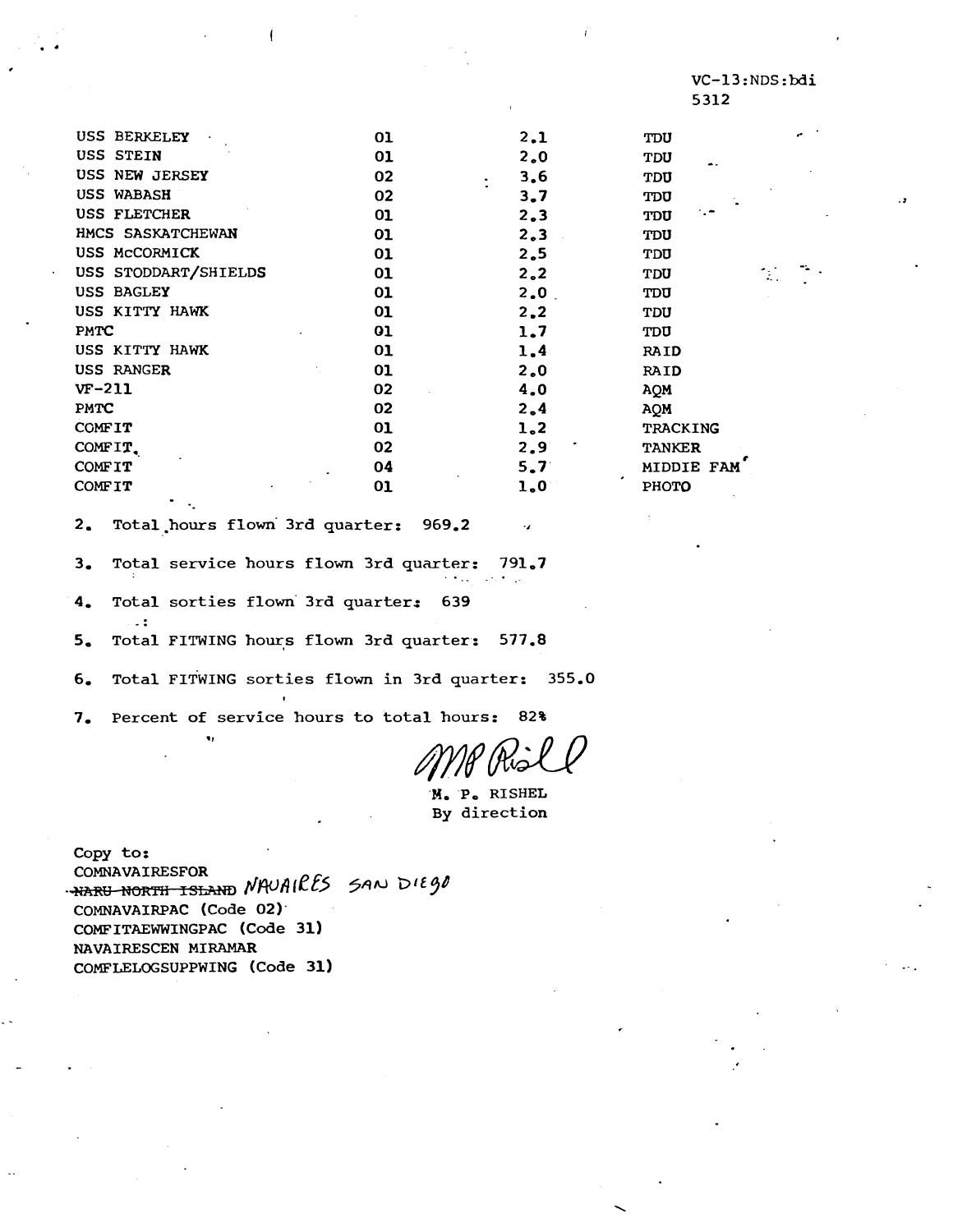VC-13:NDS:bdi
5312

| | | | |
|---|---|---|---|
| USS BERKELEY | 01 | 2.1 | TDU |
| USS STEIN | 01 | 2.0 | TDU |
| USS NEW JERSEY | 02 | 3.6 | TDU |
| USS WABASH | 02 | 3.7 | TDU |
| USS FLETCHER | 01 | 2.3 | TDU |
| HMCS SASKATCHEWAN | 01 | 2.3 | TDU |
| USS McCORMICK | 01 | 2.5 | TDU |
| USS STODDART/SHIELDS | 01 | 2.2 | TDU |
| USS BAGLEY | 01 | 2.0 | TDU |
| USS KITTY HAWK | 01 | 2.2 | TDU |
| PMTC | 01 | 1.7 | TDU |
| USS KITTY HAWK | 01 | 1.4 | RAID |
| USS RANGER | 01 | 2.0 | RAID |
| VF-211 | 02 | 4.0 | AQM |
| PMTC | 02 | 2.4 | AQM |
| COMFIT | 01 | 1.2 | TRACKING |
| COMFIT | 02 | 2.9 | TANKER |
| COMFIT | 04 | 5.7 | MIDDIE FAM |
| COMFIT | 01 | 1.0 | PHOTO |

2. Total hours flown 3rd quarter: 969.2

3. Total service hours flown 3rd quarter: 791.7

4. Total sorties flown 3rd quarter: 639

5. Total FITWING hours flown 3rd quarter: 577.8

6. Total FITWING sorties flown in 3rd quarter: 355.0

7. Percent of service hours to total hours: 82%

M P Rishel

M. P. RISHEL
By direction

Copy to:
COMNAVAIRESFOR
~~NARU NORTH ISLAND~~ NAVAIRES SAN DIEGO
COMNAVAIRPAC (Code 02)
COMFITAEWWINGPAC (Code 31)
NAVAIRESCEN MIRAMAR
COMFLELOGSUPPWING (Code 31)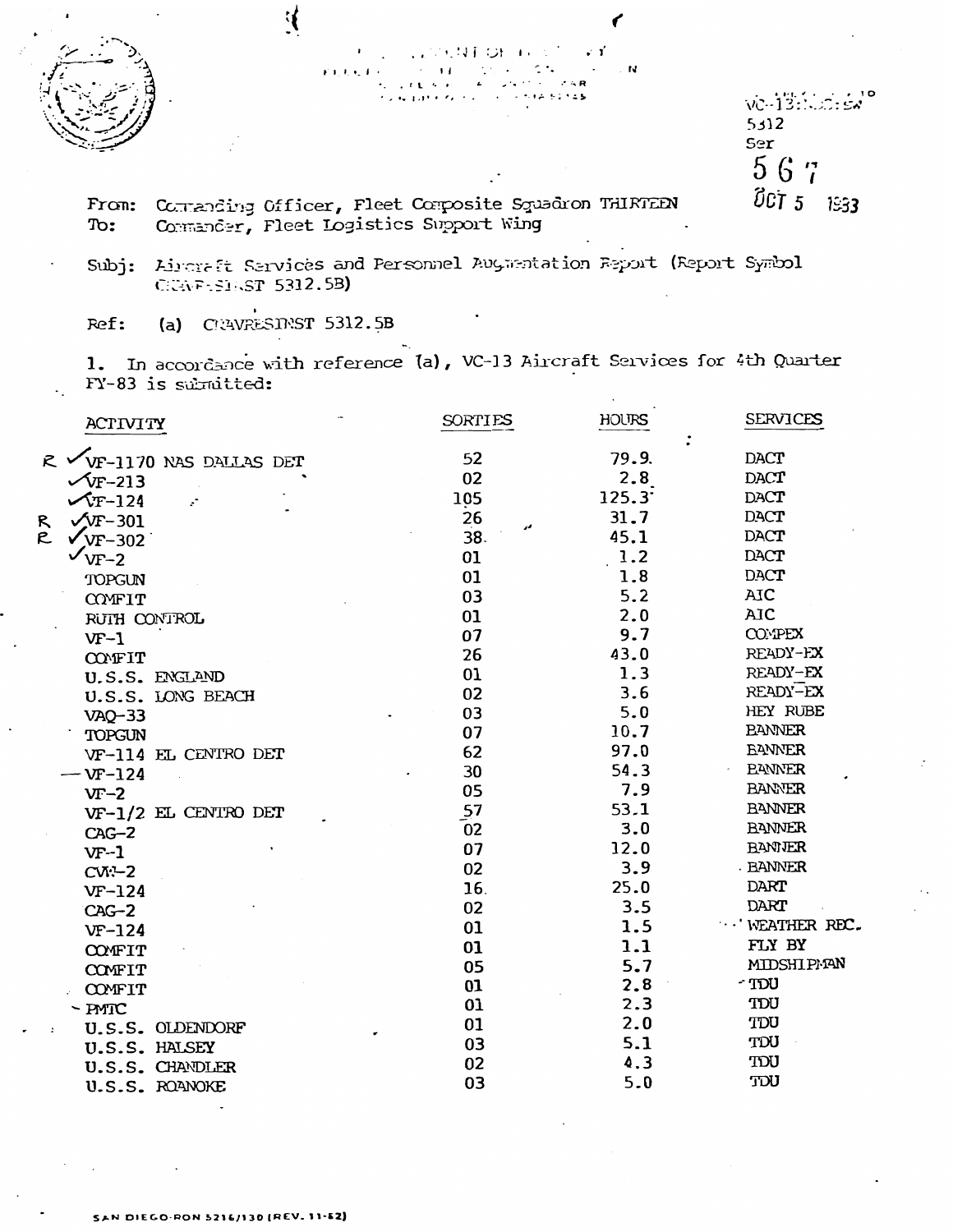VC-13:...:sw
5312
Ser
567
OCT 5 1983

From: Commanding Officer, Fleet Composite Squadron THIRTEEN
To: Commander, Fleet Logistics Support Wing

Subj: Aircraft Services and Personnel Augmentation Report (Report Symbol CNAVRESINST 5312.5B)

Ref: (a) CNAVRESINST 5312.5B

1. In accordance with reference (a), VC-13 Aircraft Services for 4th Quarter FY-83 is submitted:

| ACTIVITY | SORTIES | HOURS | SERVICES |
|---|---|---|---|
| R ✓VF-1170 NAS DALLAS DET | 52 | 79.9 | DACT |
| ✓VF-213 | 02 | 2.8 | DACT |
| ✓VF-124 | 105 | 125.3 | DACT |
| R ✓VF-301 | 26 | 31.7 | DACT |
| R ✓VF-302 | 38 | 45.1 | DACT |
| ✓VF-2 | 01 | 1.2 | DACT |
| TOPGUN | 01 | 1.8 | DACT |
| COMFIT | 03 | 5.2 | AIC |
| RUTH CONTROL | 01 | 2.0 | AIC |
| VF-1 | 07 | 9.7 | COMPEX |
| COMFIT | 26 | 43.0 | READY-EX |
| U.S.S. ENGLAND | 01 | 1.3 | READY-EX |
| U.S.S. LONG BEACH | 02 | 3.6 | READY-EX |
| VAQ-33 | 03 | 5.0 | HEY RUBE |
| TOPGUN | 07 | 10.7 | BANNER |
| VF-114 EL CENTRO DET | 62 | 97.0 | BANNER |
| VF-124 | 30 | 54.3 | BANNER |
| VF-2 | 05 | 7.9 | BANNER |
| VF-1/2 EL CENTRO DET | 57 | 53.1 | BANNER |
| CAG-2 | 02 | 3.0 | BANNER |
| VF-1 | 07 | 12.0 | BANNER |
| CVW-2 | 02 | 3.9 | BANNER |
| VF-124 | 16 | 25.0 | DART |
| CAG-2 | 02 | 3.5 | DART |
| VF-124 | 01 | 1.5 | WEATHER REC. |
| COMFIT | 01 | 1.1 | FLY BY |
| COMFIT | 05 | 5.7 | MIDSHIPMAN |
| COMFIT | 01 | 2.8 | TDU |
| PMTC | 01 | 2.3 | TDU |
| U.S.S. OLDENDORF | 01 | 2.0 | TDU |
| U.S.S. HALSEY | 03 | 5.1 | TDU |
| U.S.S. CHANDLER | 02 | 4.3 | TDU |
| U.S.S. ROANOKE | 03 | 5.0 | TDU |

SAN DIEGO-RON 5216/130 (REV. 11-62)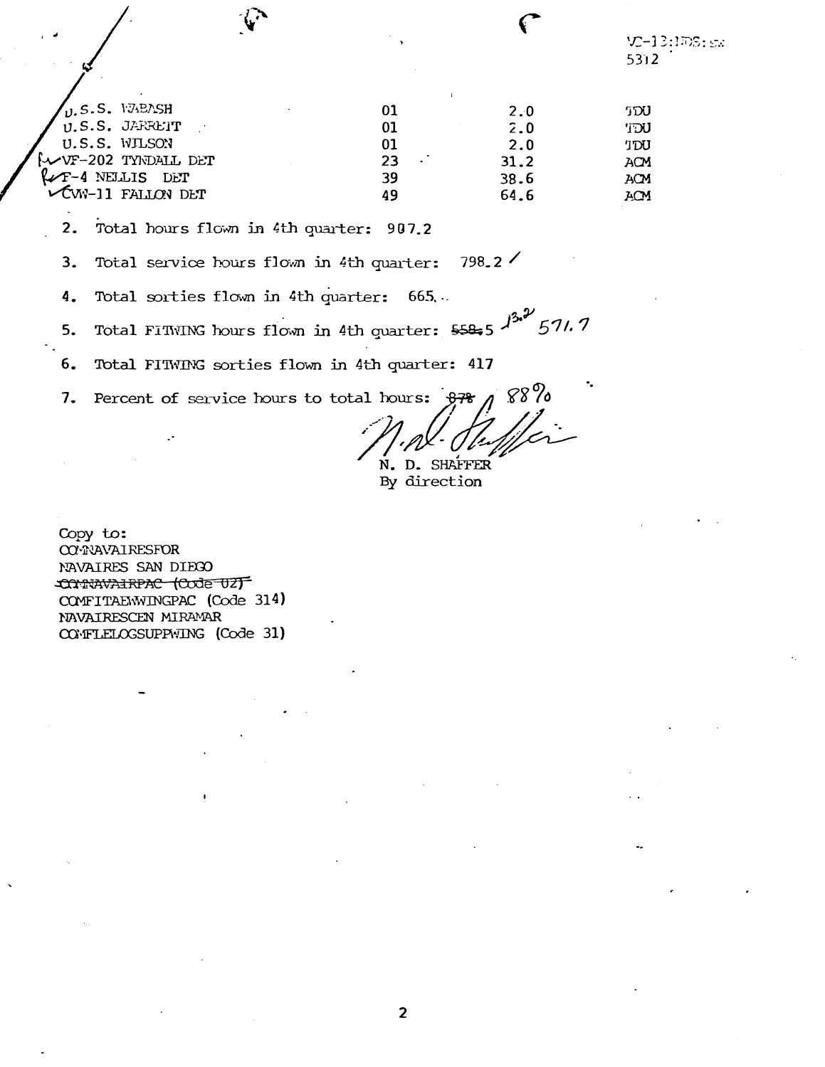VC-13:NDS:sw
5312

| | | | |
|---|---|---|---|
| U.S.S. WABASH | 01 | 2.0 | TDU |
| U.S.S. JARRETT | 01 | 2.0 | TDU |
| U.S.S. WILSON | 01 | 2.0 | TDU |
| VF-202 TYNDALL DET | 23 | 31.2 | ACM |
| F-4 NELLIS DET | 39 | 38.6 | ACM |
| CVW-11 FALLON DET | 49 | 64.6 | ACM |

2. Total hours flown in 4th quarter: 907.2

3. Total service hours flown in 4th quarter: 798.2

4. Total sorties flown in 4th quarter: 665

5. Total FITWING hours flown in 4th quarter: ~~558.5~~ 13.2 571.7

6. Total FITWING sorties flown in 4th quarter: 417

7. Percent of service hours to total hours: ~~87%~~ 88%

N. D. SHAFFER
By direction

Copy to:
COMNAVAIRESFOR
NAVAIRES SAN DIEGO
~~COMNAVAIRPAC (Code 02)~~
COMFITAEWWINGPAC (Code 314)
NAVAIRESCEN MIRAMAR
COMFLELOGSUPPWING (Code 31)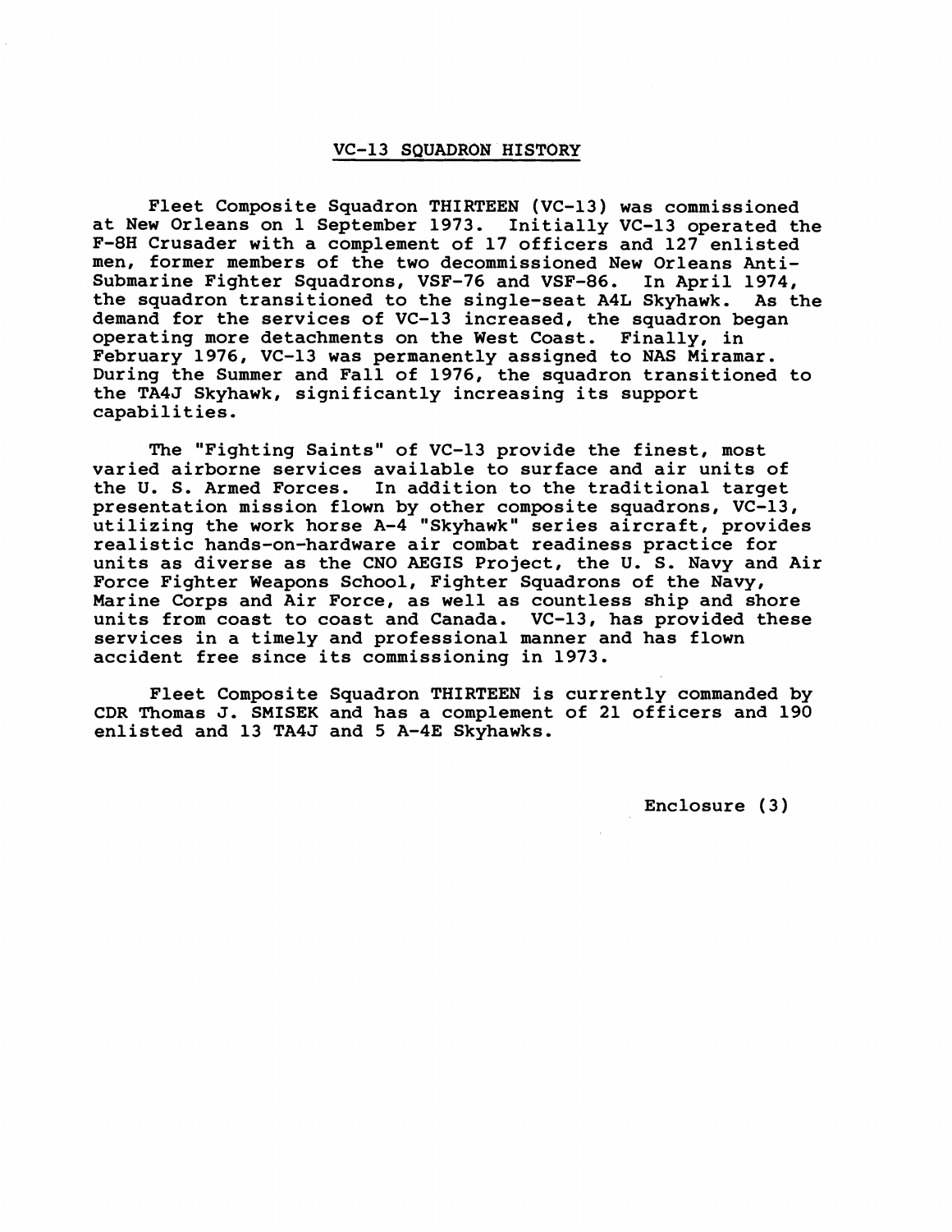## VC-13 SQUADRON HISTORY

Fleet Composite Squadron THIRTEEN (VC-13) was commissioned at New Orleans on 1 September 1973. Initially VC-13 operated the F-8H Crusader with a complement of 17 officers and 127 enlisted men, former members of the two decommissioned New Orleans Anti-Submarine Fighter Squadrons, VSF-76 and VSF-86. In April 1974, the squadron transitioned to the single-seat A4L Skyhawk. As the demand for the services of VC-13 increased, the squadron began operating more detachments on the West Coast. Finally, in February 1976, VC-13 was permanently assigned to NAS Miramar. During the Summer and Fall of 1976, the squadron transitioned to the TA4J Skyhawk, significantly increasing its support capabilities.

The "Fighting Saints" of VC-13 provide the finest, most varied airborne services available to surface and air units of the U. S. Armed Forces. In addition to the traditional target presentation mission flown by other composite squadrons, VC-13, utilizing the work horse A-4 "Skyhawk" series aircraft, provides realistic hands-on-hardware air combat readiness practice for units as diverse as the CNO AEGIS Project, the U. S. Navy and Air Force Fighter Weapons School, Fighter Squadrons of the Navy, Marine Corps and Air Force, as well as countless ship and shore units from coast to coast and Canada. VC-13, has provided these services in a timely and professional manner and has flown accident free since its commissioning in 1973.

Fleet Composite Squadron THIRTEEN is currently commanded by CDR Thomas J. SMISEK and has a complement of 21 officers and 190 enlisted and 13 TA4J and 5 A-4E Skyhawks.

Enclosure (3)